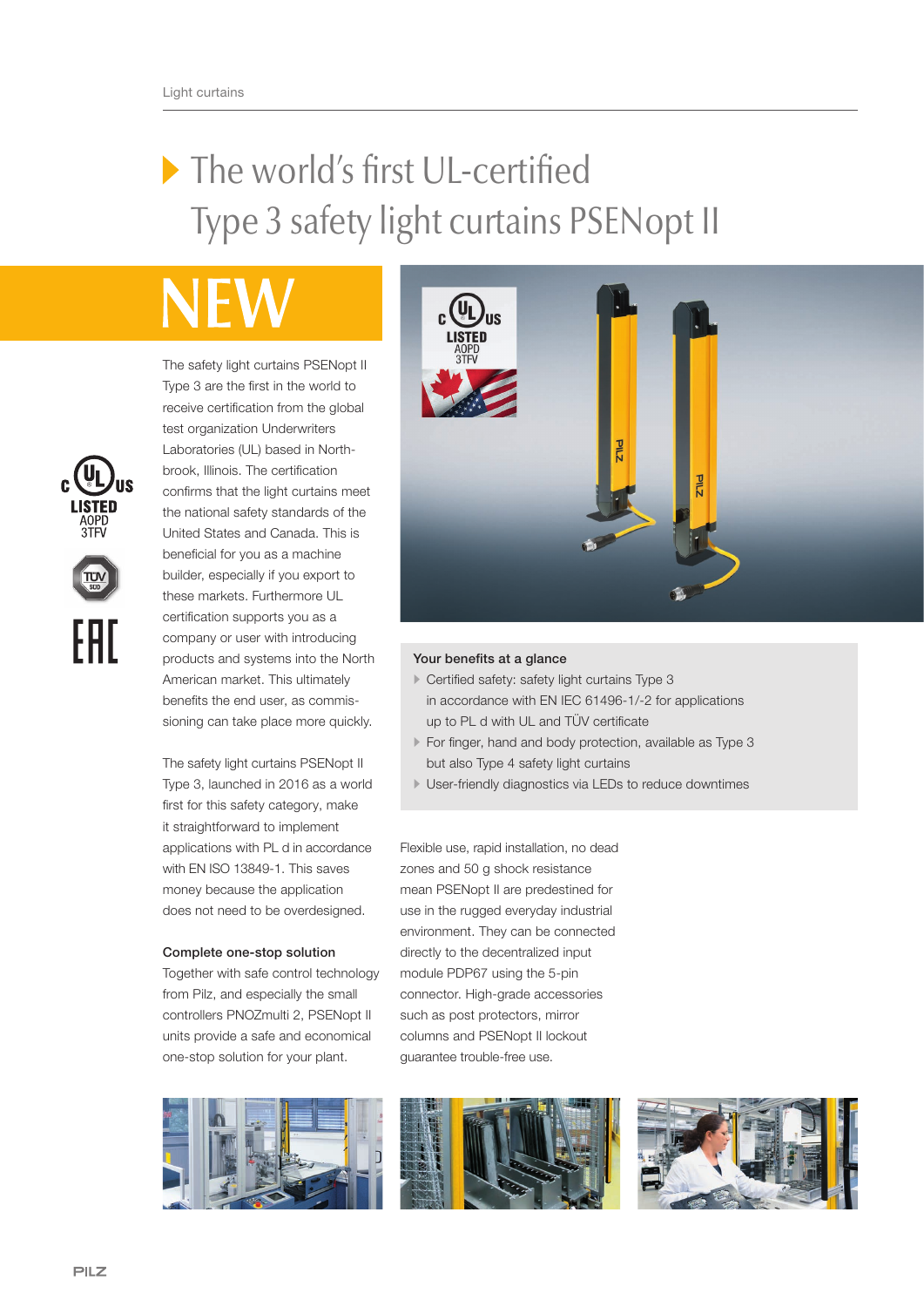# The world's first UL-certified Type 3 safety light curtains PSENopt II

## NEW

The safety light curtains PSENopt II Type 3 are the first in the world to receive certification from the global test organization Underwriters Laboratories (UL) based in Northbrook, Illinois. The certification confirms that the light curtains meet the national safety standards of the United States and Canada. This is beneficial for you as a machine builder, especially if you export to these markets. Furthermore UL certification supports you as a company or user with introducing products and systems into the North American market. This ultimately benefits the end user, as commissioning can take place more quickly.

The safety light curtains PSENopt II Type 3, launched in 2016 as a world first for this safety category, make it straightforward to implement applications with PL d in accordance with EN ISO 13849-1. This saves money because the application does not need to be overdesigned.

### Complete one-stop solution

Together with safe control technology from Pilz, and especially the small controllers PNOZmulti 2, PSENopt II units provide a safe and economical one-stop solution for your plant.

### Your benefits at a glance

- Certified safety: safety light curtains Type 3 in accordance with EN IEC 61496-1/-2 for applications up to PL d with UL and TÜV certificate
- For finger, hand and body protection, available as Type 3 but also Type 4 safety light curtains
- User-friendly diagnostics via LEDs to reduce downtimes

Flexible use, rapid installation, no dead zones and 50 g shock resistance mean PSENopt II are predestined for use in the rugged everyday industrial environment. They can be connected directly to the decentralized input module PDP67 using the 5-pin connector. High-grade accessories such as post protectors, mirror columns and PSENopt II lockout guarantee trouble-free use.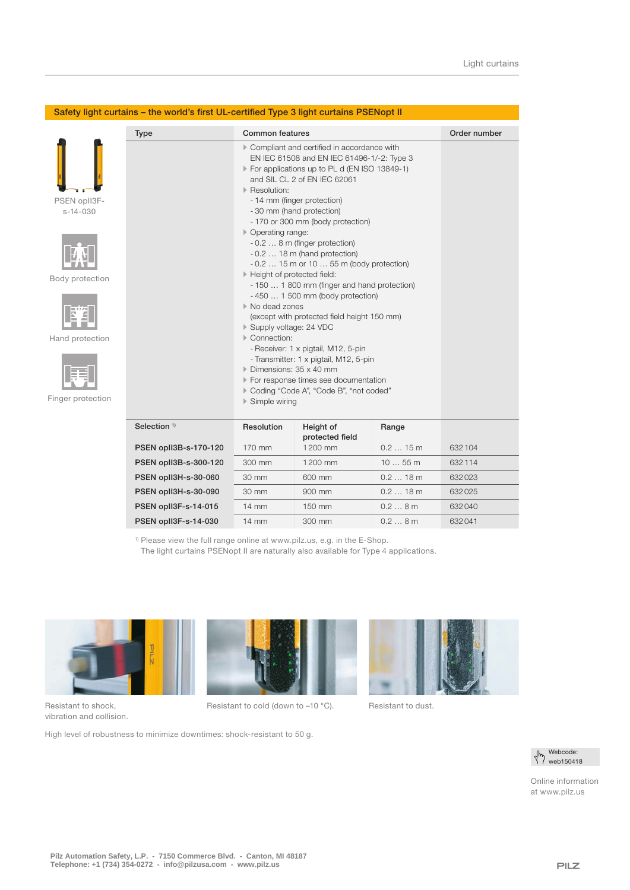## Safety light curtains – the world's first UL-certified Type 3 light curtains PSENopt II

PSEN opII3F-s-14-030

Body protection

Hand protection

Finger protection

| Type | Common features | | | Order number |
|---|---|---|---|---|
| | ▸ Compliant and certified in accordance with EN IEC 61508 and EN IEC 61496-1/-2: Type 3<br>▸ For applications up to PL d (EN ISO 13849-1) and SIL CL 2 of EN IEC 62061<br>▸ Resolution:<br>- 14 mm (finger protection)<br>- 30 mm (hand protection)<br>- 170 or 300 mm (body protection)<br>▸ Operating range:<br>- 0.2 … 8 m (finger protection)<br>- 0.2 … 18 m (hand protection)<br>- 0.2 … 15 m or 10 … 55 m (body protection)<br>▸ Height of protected field:<br>- 150 … 1 800 mm (finger and hand protection)<br>- 450 … 1 500 mm (body protection)<br>▸ No dead zones (except with protected field height 150 mm)<br>▸ Supply voltage: 24 VDC<br>▸ Connection:<br>- Receiver: 1 x pigtail, M12, 5-pin<br>- Transmitter: 1 x pigtail, M12, 5-pin<br>▸ Dimensions: 35 x 40 mm<br>▸ For response times see documentation<br>▸ Coding "Code A", "Code B", "not coded"<br>▸ Simple wiring | | | |
| **Selection** [1] | **Resolution** | **Height of protected field** | **Range** | |
| **PSEN opII3B-s-170-120** | 170 mm | 1200 mm | 0.2 … 15 m | 632104 |
| **PSEN opII3B-s-300-120** | 300 mm | 1200 mm | 10 … 55 m | 632114 |
| **PSEN opII3H-s-30-060** | 30 mm | 600 mm | 0.2 … 18 m | 632023 |
| **PSEN opII3H-s-30-090** | 30 mm | 900 mm | 0.2 … 18 m | 632025 |
| **PSEN opII3F-s-14-015** | 14 mm | 150 mm | 0.2 … 8 m | 632040 |
| **PSEN opII3F-s-14-030** | 14 mm | 300 mm | 0.2 … 8 m | 632041 |

[1] Please view the full range online at www.pilz.us, e.g. in the E-Shop.
The light curtains PSENopt II are naturally also available for Type 4 applications.

Resistant to shock, vibration and collision.

Resistant to cold (down to –10 °C).

Resistant to dust.

High level of robustness to minimize downtimes: shock-resistant to 50 g.

Webcode: web150418

Online information at www.pilz.us

**Pilz Automation Safety, L.P. - 7150 Commerce Blvd. - Canton, MI 48187**
**Telephone: +1 (734) 354-0272 - info@pilzusa.com - www.pilz.us**